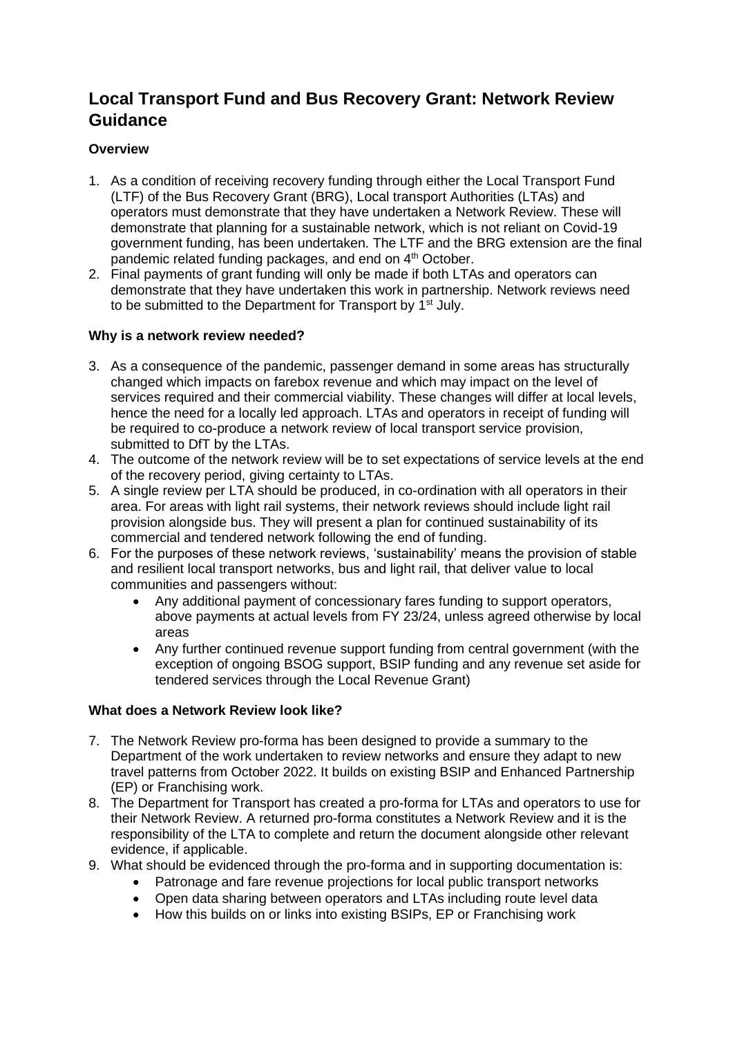# Local Transport Fund and Bus Recovery Grant: Network Review Guidance

### Overview

1. As a condition of receiving recovery funding through either the Local Transport Fund (LTF) of the Bus Recovery Grant (BRG), Local transport Authorities (LTAs) and operators must demonstrate that they have undertaken a Network Review. These will demonstrate that planning for a sustainable network, which is not reliant on Covid-19 government funding, has been undertaken. The LTF and the BRG extension are the final pandemic related funding packages, and end on 4th October.
2. Final payments of grant funding will only be made if both LTAs and operators can demonstrate that they have undertaken this work in partnership. Network reviews need to be submitted to the Department for Transport by 1st July.

### Why is a network review needed?

3. As a consequence of the pandemic, passenger demand in some areas has structurally changed which impacts on farebox revenue and which may impact on the level of services required and their commercial viability. These changes will differ at local levels, hence the need for a locally led approach. LTAs and operators in receipt of funding will be required to co-produce a network review of local transport service provision, submitted to DfT by the LTAs.
4. The outcome of the network review will be to set expectations of service levels at the end of the recovery period, giving certainty to LTAs.
5. A single review per LTA should be produced, in co-ordination with all operators in their area. For areas with light rail systems, their network reviews should include light rail provision alongside bus. They will present a plan for continued sustainability of its commercial and tendered network following the end of funding.
6. For the purposes of these network reviews, 'sustainability' means the provision of stable and resilient local transport networks, bus and light rail, that deliver value to local communities and passengers without:
   - Any additional payment of concessionary fares funding to support operators, above payments at actual levels from FY 23/24, unless agreed otherwise by local areas
   - Any further continued revenue support funding from central government (with the exception of ongoing BSOG support, BSIP funding and any revenue set aside for tendered services through the Local Revenue Grant)

### What does a Network Review look like?

7. The Network Review pro-forma has been designed to provide a summary to the Department of the work undertaken to review networks and ensure they adapt to new travel patterns from October 2022. It builds on existing BSIP and Enhanced Partnership (EP) or Franchising work.
8. The Department for Transport has created a pro-forma for LTAs and operators to use for their Network Review. A returned pro-forma constitutes a Network Review and it is the responsibility of the LTA to complete and return the document alongside other relevant evidence, if applicable.
9. What should be evidenced through the pro-forma and in supporting documentation is:
   - Patronage and fare revenue projections for local public transport networks
   - Open data sharing between operators and LTAs including route level data
   - How this builds on or links into existing BSIPs, EP or Franchising work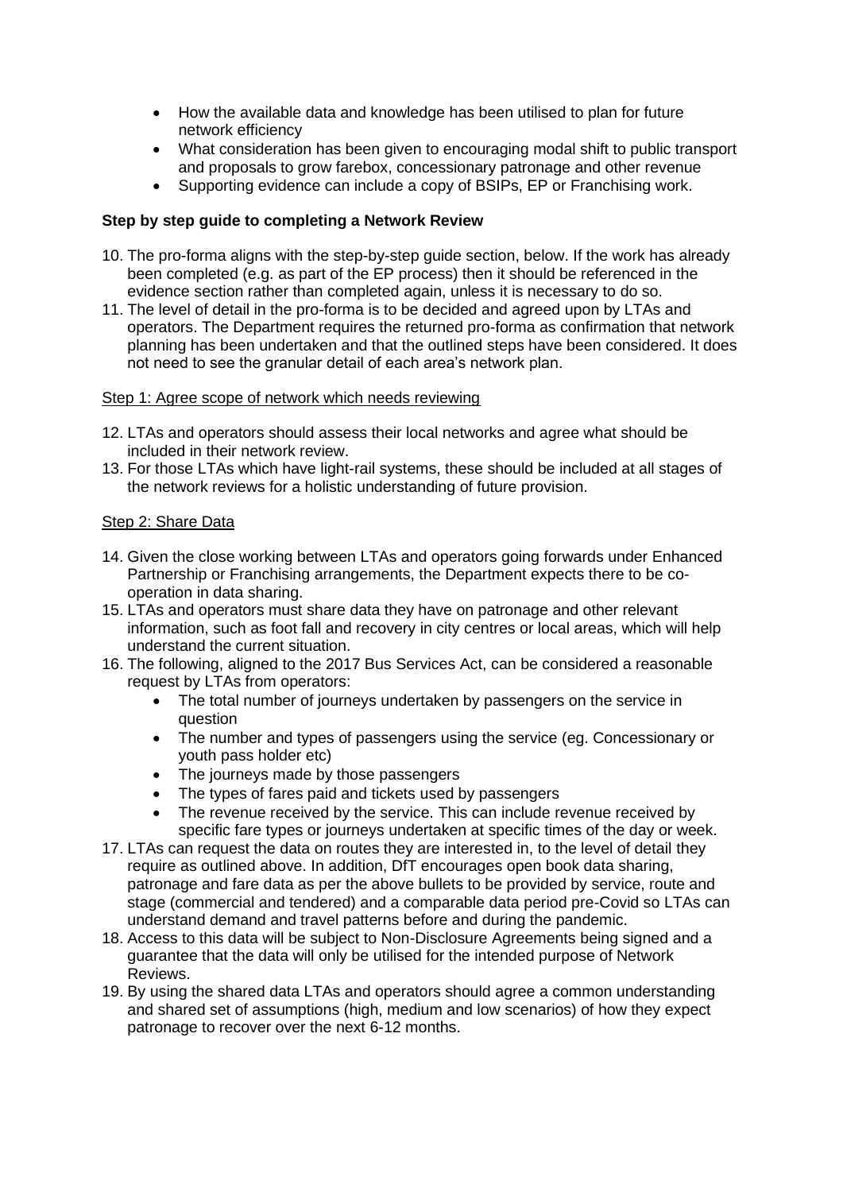- How the available data and knowledge has been utilised to plan for future network efficiency
- What consideration has been given to encouraging modal shift to public transport and proposals to grow farebox, concessionary patronage and other revenue
- Supporting evidence can include a copy of BSIPs, EP or Franchising work.

**Step by step guide to completing a Network Review**

10. The pro-forma aligns with the step-by-step guide section, below. If the work has already been completed (e.g. as part of the EP process) then it should be referenced in the evidence section rather than completed again, unless it is necessary to do so.
11. The level of detail in the pro-forma is to be decided and agreed upon by LTAs and operators. The Department requires the returned pro-forma as confirmation that network planning has been undertaken and that the outlined steps have been considered. It does not need to see the granular detail of each area's network plan.

Step 1: Agree scope of network which needs reviewing

12. LTAs and operators should assess their local networks and agree what should be included in their network review.
13. For those LTAs which have light-rail systems, these should be included at all stages of the network reviews for a holistic understanding of future provision.

Step 2: Share Data

14. Given the close working between LTAs and operators going forwards under Enhanced Partnership or Franchising arrangements, the Department expects there to be co-operation in data sharing.
15. LTAs and operators must share data they have on patronage and other relevant information, such as foot fall and recovery in city centres or local areas, which will help understand the current situation.
16. The following, aligned to the 2017 Bus Services Act, can be considered a reasonable request by LTAs from operators:
    - The total number of journeys undertaken by passengers on the service in question
    - The number and types of passengers using the service (eg. Concessionary or youth pass holder etc)
    - The journeys made by those passengers
    - The types of fares paid and tickets used by passengers
    - The revenue received by the service. This can include revenue received by specific fare types or journeys undertaken at specific times of the day or week.
17. LTAs can request the data on routes they are interested in, to the level of detail they require as outlined above. In addition, DfT encourages open book data sharing, patronage and fare data as per the above bullets to be provided by service, route and stage (commercial and tendered) and a comparable data period pre-Covid so LTAs can understand demand and travel patterns before and during the pandemic.
18. Access to this data will be subject to Non-Disclosure Agreements being signed and a guarantee that the data will only be utilised for the intended purpose of Network Reviews.
19. By using the shared data LTAs and operators should agree a common understanding and shared set of assumptions (high, medium and low scenarios) of how they expect patronage to recover over the next 6-12 months.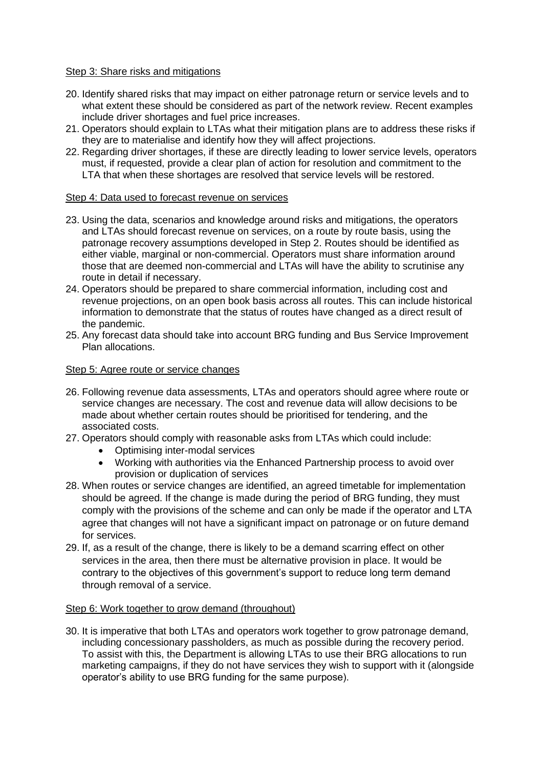Step 3: Share risks and mitigations

20. Identify shared risks that may impact on either patronage return or service levels and to what extent these should be considered as part of the network review. Recent examples include driver shortages and fuel price increases.
21. Operators should explain to LTAs what their mitigation plans are to address these risks if they are to materialise and identify how they will affect projections.
22. Regarding driver shortages, if these are directly leading to lower service levels, operators must, if requested, provide a clear plan of action for resolution and commitment to the LTA that when these shortages are resolved that service levels will be restored.

Step 4: Data used to forecast revenue on services

23. Using the data, scenarios and knowledge around risks and mitigations, the operators and LTAs should forecast revenue on services, on a route by route basis, using the patronage recovery assumptions developed in Step 2. Routes should be identified as either viable, marginal or non-commercial. Operators must share information around those that are deemed non-commercial and LTAs will have the ability to scrutinise any route in detail if necessary.
24. Operators should be prepared to share commercial information, including cost and revenue projections, on an open book basis across all routes. This can include historical information to demonstrate that the status of routes have changed as a direct result of the pandemic.
25. Any forecast data should take into account BRG funding and Bus Service Improvement Plan allocations.

Step 5: Agree route or service changes

26. Following revenue data assessments, LTAs and operators should agree where route or service changes are necessary. The cost and revenue data will allow decisions to be made about whether certain routes should be prioritised for tendering, and the associated costs.
27. Operators should comply with reasonable asks from LTAs which could include:
    - Optimising inter-modal services
    - Working with authorities via the Enhanced Partnership process to avoid over provision or duplication of services
28. When routes or service changes are identified, an agreed timetable for implementation should be agreed. If the change is made during the period of BRG funding, they must comply with the provisions of the scheme and can only be made if the operator and LTA agree that changes will not have a significant impact on patronage or on future demand for services.
29. If, as a result of the change, there is likely to be a demand scarring effect on other services in the area, then there must be alternative provision in place. It would be contrary to the objectives of this government's support to reduce long term demand through removal of a service.

Step 6: Work together to grow demand (throughout)

30. It is imperative that both LTAs and operators work together to grow patronage demand, including concessionary passholders, as much as possible during the recovery period. To assist with this, the Department is allowing LTAs to use their BRG allocations to run marketing campaigns, if they do not have services they wish to support with it (alongside operator's ability to use BRG funding for the same purpose).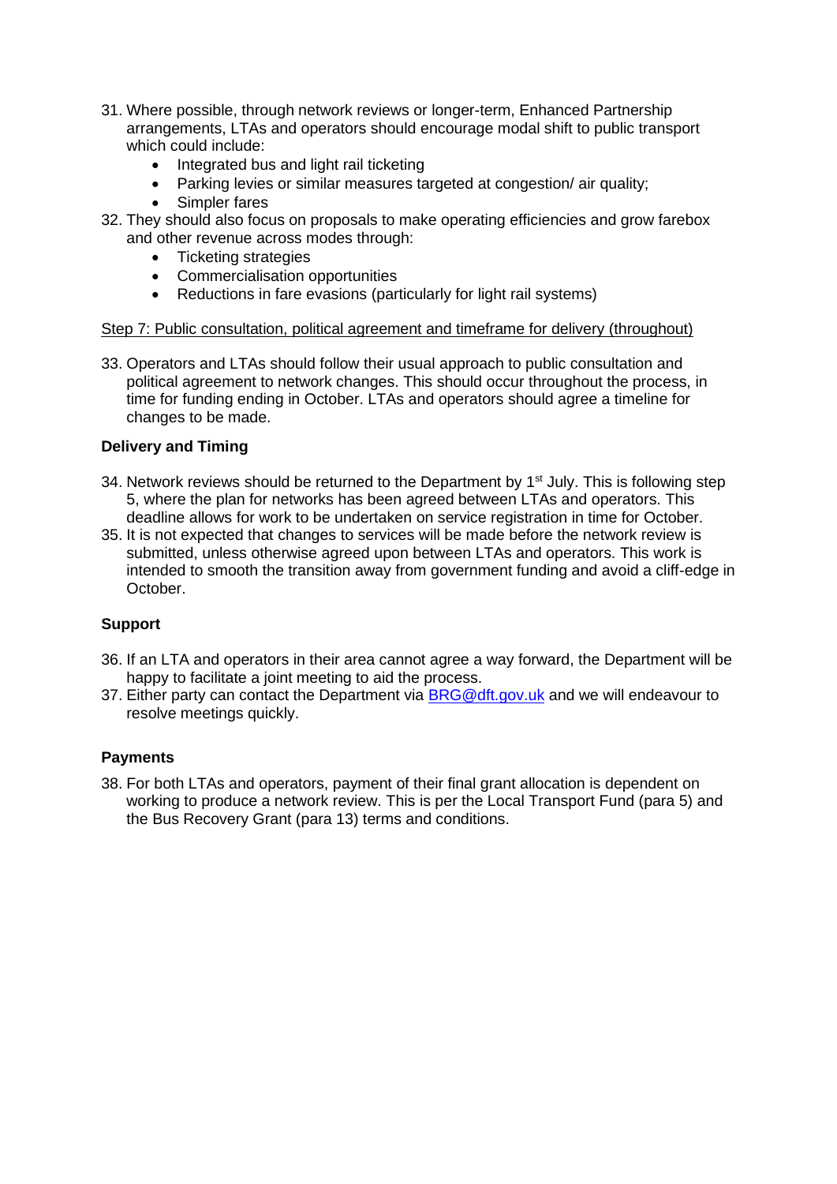31. Where possible, through network reviews or longer-term, Enhanced Partnership arrangements, LTAs and operators should encourage modal shift to public transport which could include:
    - Integrated bus and light rail ticketing
    - Parking levies or similar measures targeted at congestion/ air quality;
    - Simpler fares
32. They should also focus on proposals to make operating efficiencies and grow farebox and other revenue across modes through:
    - Ticketing strategies
    - Commercialisation opportunities
    - Reductions in fare evasions (particularly for light rail systems)

Step 7: Public consultation, political agreement and timeframe for delivery (throughout)

33. Operators and LTAs should follow their usual approach to public consultation and political agreement to network changes. This should occur throughout the process, in time for funding ending in October. LTAs and operators should agree a timeline for changes to be made.

**Delivery and Timing**

34. Network reviews should be returned to the Department by 1st July. This is following step 5, where the plan for networks has been agreed between LTAs and operators. This deadline allows for work to be undertaken on service registration in time for October.
35. It is not expected that changes to services will be made before the network review is submitted, unless otherwise agreed upon between LTAs and operators. This work is intended to smooth the transition away from government funding and avoid a cliff-edge in October.

**Support**

36. If an LTA and operators in their area cannot agree a way forward, the Department will be happy to facilitate a joint meeting to aid the process.
37. Either party can contact the Department via [BRG@dft.gov.uk](mailto:BRG@dft.gov.uk) and we will endeavour to resolve meetings quickly.

**Payments**

38. For both LTAs and operators, payment of their final grant allocation is dependent on working to produce a network review. This is per the Local Transport Fund (para 5) and the Bus Recovery Grant (para 13) terms and conditions.